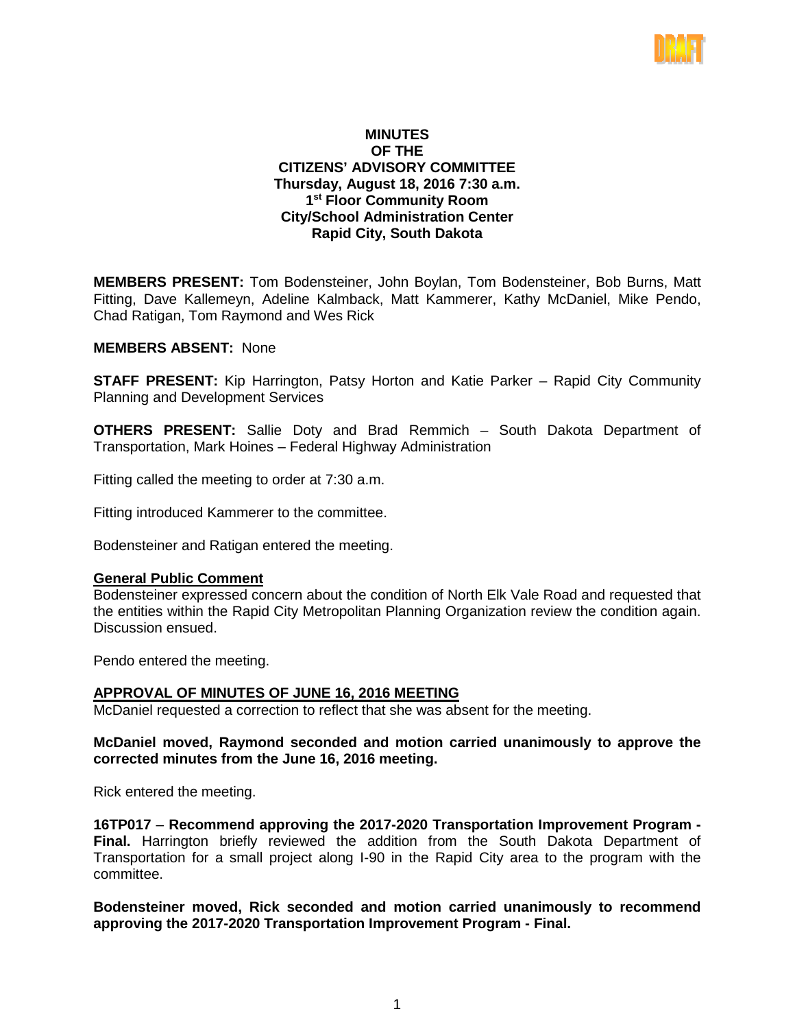DRAFT

**MINUTES**
**OF THE**
**CITIZENS' ADVISORY COMMITTEE**
**Thursday, August 18, 2016 7:30 a.m.**
**1st Floor Community Room**
**City/School Administration Center**
**Rapid City, South Dakota**

**MEMBERS PRESENT:** Tom Bodensteiner, John Boylan, Tom Bodensteiner, Bob Burns, Matt Fitting, Dave Kallemeyn, Adeline Kalmback, Matt Kammerer, Kathy McDaniel, Mike Pendo, Chad Ratigan, Tom Raymond and Wes Rick

**MEMBERS ABSENT:** None

**STAFF PRESENT:** Kip Harrington, Patsy Horton and Katie Parker – Rapid City Community Planning and Development Services

**OTHERS PRESENT:** Sallie Doty and Brad Remmich – South Dakota Department of Transportation, Mark Hoines – Federal Highway Administration

Fitting called the meeting to order at 7:30 a.m.

Fitting introduced Kammerer to the committee.

Bodensteiner and Ratigan entered the meeting.

**General Public Comment**
Bodensteiner expressed concern about the condition of North Elk Vale Road and requested that the entities within the Rapid City Metropolitan Planning Organization review the condition again. Discussion ensued.

Pendo entered the meeting.

**APPROVAL OF MINUTES OF JUNE 16, 2016 MEETING**
McDaniel requested a correction to reflect that she was absent for the meeting.

**McDaniel moved, Raymond seconded and motion carried unanimously to approve the corrected minutes from the June 16, 2016 meeting.**

Rick entered the meeting.

**16TP017** – **Recommend approving the 2017-2020 Transportation Improvement Program - Final.** Harrington briefly reviewed the addition from the South Dakota Department of Transportation for a small project along I-90 in the Rapid City area to the program with the committee.

**Bodensteiner moved, Rick seconded and motion carried unanimously to recommend approving the 2017-2020 Transportation Improvement Program - Final.**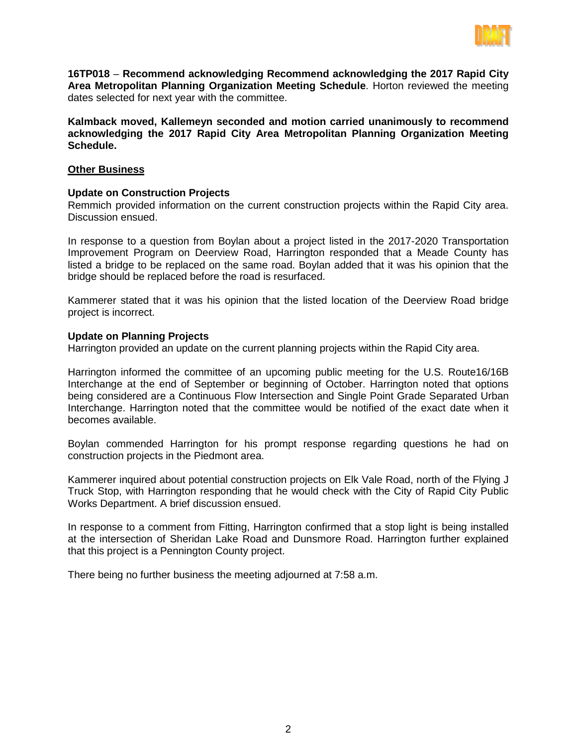DRAFT

**16TP018** – **Recommend acknowledging Recommend acknowledging the 2017 Rapid City Area Metropolitan Planning Organization Meeting Schedule**. Horton reviewed the meeting dates selected for next year with the committee.

**Kalmback moved, Kallemeyn seconded and motion carried unanimously to recommend acknowledging the 2017 Rapid City Area Metropolitan Planning Organization Meeting Schedule.**

**<u>Other Business</u>**

**Update on Construction Projects**

Remmich provided information on the current construction projects within the Rapid City area. Discussion ensued.

In response to a question from Boylan about a project listed in the 2017-2020 Transportation Improvement Program on Deerview Road, Harrington responded that a Meade County has listed a bridge to be replaced on the same road. Boylan added that it was his opinion that the bridge should be replaced before the road is resurfaced.

Kammerer stated that it was his opinion that the listed location of the Deerview Road bridge project is incorrect.

**Update on Planning Projects**

Harrington provided an update on the current planning projects within the Rapid City area.

Harrington informed the committee of an upcoming public meeting for the U.S. Route16/16B Interchange at the end of September or beginning of October. Harrington noted that options being considered are a Continuous Flow Intersection and Single Point Grade Separated Urban Interchange. Harrington noted that the committee would be notified of the exact date when it becomes available.

Boylan commended Harrington for his prompt response regarding questions he had on construction projects in the Piedmont area.

Kammerer inquired about potential construction projects on Elk Vale Road, north of the Flying J Truck Stop, with Harrington responding that he would check with the City of Rapid City Public Works Department. A brief discussion ensued.

In response to a comment from Fitting, Harrington confirmed that a stop light is being installed at the intersection of Sheridan Lake Road and Dunsmore Road. Harrington further explained that this project is a Pennington County project.

There being no further business the meeting adjourned at 7:58 a.m.